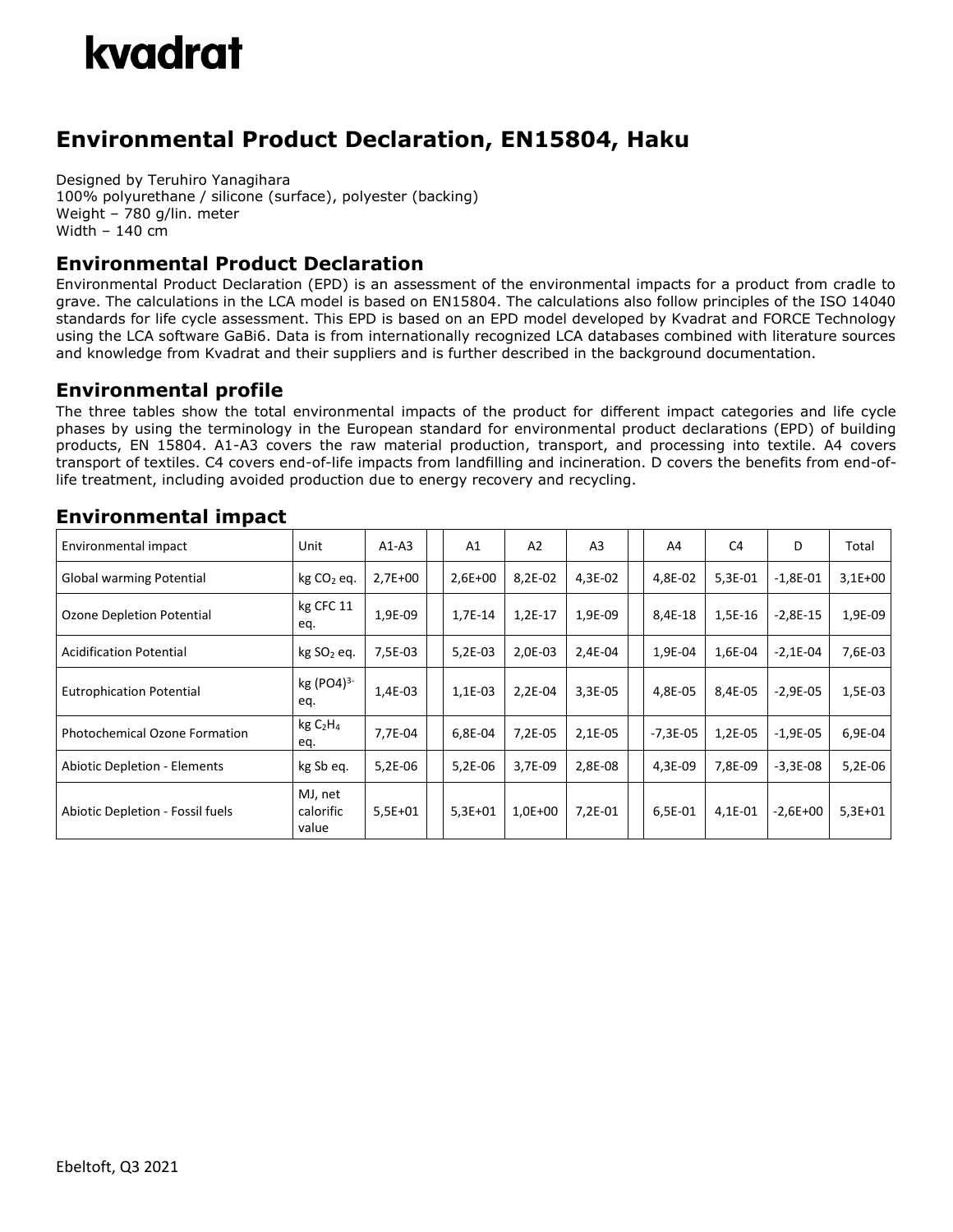# kvadrat

## Environmental Product Declaration, EN15804, Haku

Designed by Teruhiro Yanagihara
100% polyurethane / silicone (surface), polyester (backing)
Weight – 780 g/lin. meter
Width – 140 cm

## Environmental Product Declaration

Environmental Product Declaration (EPD) is an assessment of the environmental impacts for a product from cradle to grave. The calculations in the LCA model is based on EN15804. The calculations also follow principles of the ISO 14040 standards for life cycle assessment. This EPD is based on an EPD model developed by Kvadrat and FORCE Technology using the LCA software GaBi6. Data is from internationally recognized LCA databases combined with literature sources and knowledge from Kvadrat and their suppliers and is further described in the background documentation.

## Environmental profile

The three tables show the total environmental impacts of the product for different impact categories and life cycle phases by using the terminology in the European standard for environmental product declarations (EPD) of building products, EN 15804. A1-A3 covers the raw material production, transport, and processing into textile. A4 covers transport of textiles. C4 covers end-of-life impacts from landfilling and incineration. D covers the benefits from end-of-life treatment, including avoided production due to energy recovery and recycling.

## Environmental impact

| Environmental impact | Unit | A1-A3 | | A1 | A2 | A3 | | A4 | C4 | D | Total |
|---|---|---|---|---|---|---|---|---|---|---|---|
| Global warming Potential | kg $CO_2$ eq. | 2,7E+00 | | 2,6E+00 | 8,2E-02 | 4,3E-02 | | 4,8E-02 | 5,3E-01 | -1,8E-01 | 3,1E+00 |
| Ozone Depletion Potential | kg CFC 11 eq. | 1,9E-09 | | 1,7E-14 | 1,2E-17 | 1,9E-09 | | 8,4E-18 | 1,5E-16 | -2,8E-15 | 1,9E-09 |
| Acidification Potential | kg $SO_2$ eq. | 7,5E-03 | | 5,2E-03 | 2,0E-03 | 2,4E-04 | | 1,9E-04 | 1,6E-04 | -2,1E-04 | 7,6E-03 |
| Eutrophication Potential | kg $(PO4)^{3-}$ eq. | 1,4E-03 | | 1,1E-03 | 2,2E-04 | 3,3E-05 | | 4,8E-05 | 8,4E-05 | -2,9E-05 | 1,5E-03 |
| Photochemical Ozone Formation | kg $C_2H_4$ eq. | 7,7E-04 | | 6,8E-04 | 7,2E-05 | 2,1E-05 | | -7,3E-05 | 1,2E-05 | -1,9E-05 | 6,9E-04 |
| Abiotic Depletion - Elements | kg Sb eq. | 5,2E-06 | | 5,2E-06 | 3,7E-09 | 2,8E-08 | | 4,3E-09 | 7,8E-09 | -3,3E-08 | 5,2E-06 |
| Abiotic Depletion - Fossil fuels | MJ, net calorific value | 5,5E+01 | | 5,3E+01 | 1,0E+00 | 7,2E-01 | | 6,5E-01 | 4,1E-01 | -2,6E+00 | 5,3E+01 |

Ebeltoft, Q3 2021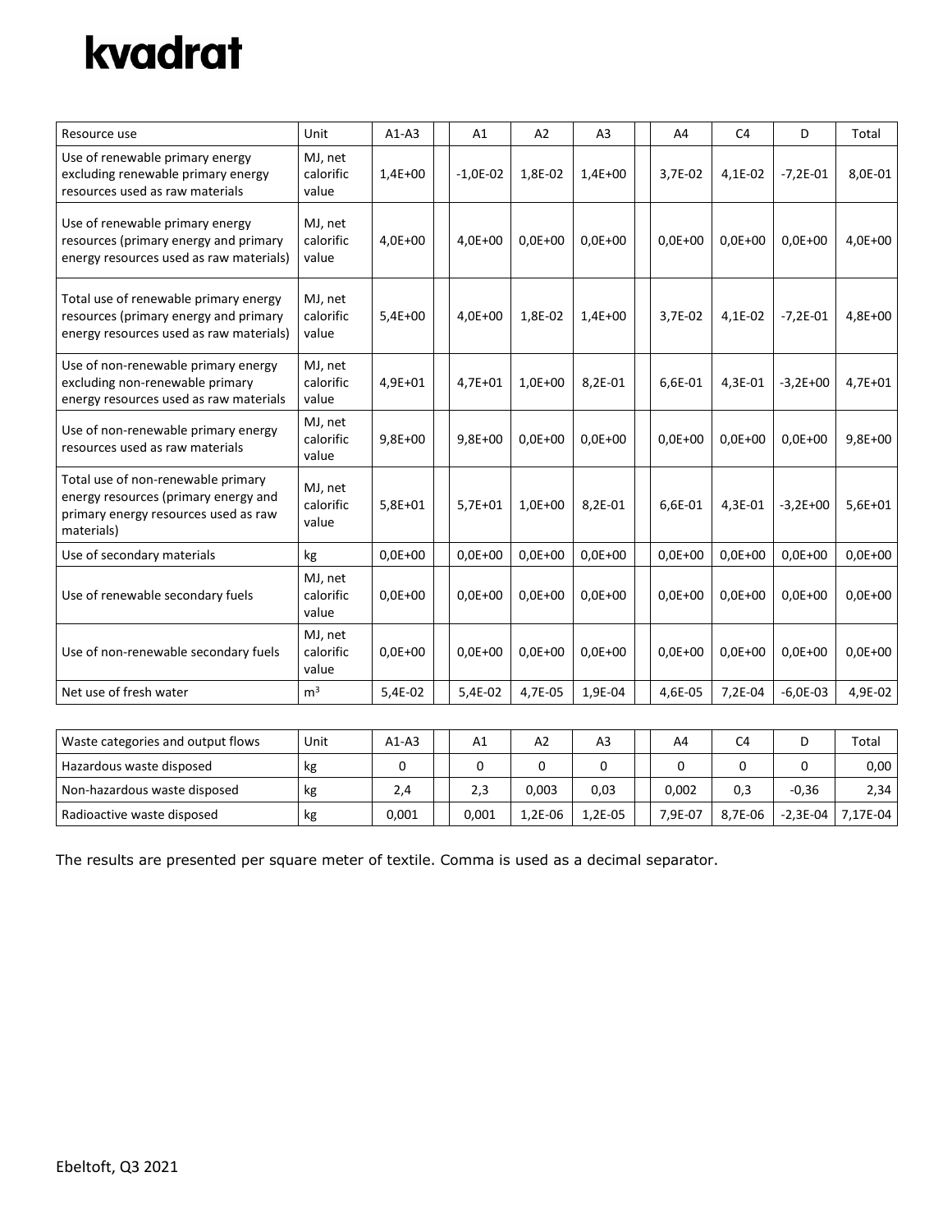| Resource use | Unit | A1-A3 | | A1 | A2 | A3 | | A4 | C4 | D | Total |
|---|---|---|---|---|---|---|---|---|---|---|---|
| Use of renewable primary energy excluding renewable primary energy resources used as raw materials | MJ, net calorific value | 1,4E+00 | | -1,0E-02 | 1,8E-02 | 1,4E+00 | | 3,7E-02 | 4,1E-02 | -7,2E-01 | 8,0E-01 |
| Use of renewable primary energy resources (primary energy and primary energy resources used as raw materials) | MJ, net calorific value | 4,0E+00 | | 4,0E+00 | 0,0E+00 | 0,0E+00 | | 0,0E+00 | 0,0E+00 | 0,0E+00 | 4,0E+00 |
| Total use of renewable primary energy resources (primary energy and primary energy resources used as raw materials) | MJ, net calorific value | 5,4E+00 | | 4,0E+00 | 1,8E-02 | 1,4E+00 | | 3,7E-02 | 4,1E-02 | -7,2E-01 | 4,8E+00 |
| Use of non-renewable primary energy excluding non-renewable primary energy resources used as raw materials | MJ, net calorific value | 4,9E+01 | | 4,7E+01 | 1,0E+00 | 8,2E-01 | | 6,6E-01 | 4,3E-01 | -3,2E+00 | 4,7E+01 |
| Use of non-renewable primary energy resources used as raw materials | MJ, net calorific value | 9,8E+00 | | 9,8E+00 | 0,0E+00 | 0,0E+00 | | 0,0E+00 | 0,0E+00 | 0,0E+00 | 9,8E+00 |
| Total use of non-renewable primary energy resources (primary energy and primary energy resources used as raw materials) | MJ, net calorific value | 5,8E+01 | | 5,7E+01 | 1,0E+00 | 8,2E-01 | | 6,6E-01 | 4,3E-01 | -3,2E+00 | 5,6E+01 |
| Use of secondary materials | kg | 0,0E+00 | | 0,0E+00 | 0,0E+00 | 0,0E+00 | | 0,0E+00 | 0,0E+00 | 0,0E+00 | 0,0E+00 |
| Use of renewable secondary fuels | MJ, net calorific value | 0,0E+00 | | 0,0E+00 | 0,0E+00 | 0,0E+00 | | 0,0E+00 | 0,0E+00 | 0,0E+00 | 0,0E+00 |
| Use of non-renewable secondary fuels | MJ, net calorific value | 0,0E+00 | | 0,0E+00 | 0,0E+00 | 0,0E+00 | | 0,0E+00 | 0,0E+00 | 0,0E+00 | 0,0E+00 |
| Net use of fresh water | $m^3$ | 5,4E-02 | | 5,4E-02 | 4,7E-05 | 1,9E-04 | | 4,6E-05 | 7,2E-04 | -6,0E-03 | 4,9E-02 |

| Waste categories and output flows | Unit | A1-A3 | | A1 | A2 | A3 | | A4 | C4 | D | Total |
|---|---|---|---|---|---|---|---|---|---|---|---|
| Hazardous waste disposed | kg | 0 | | 0 | 0 | 0 | | 0 | 0 | 0 | 0,00 |
| Non-hazardous waste disposed | kg | 2,4 | | 2,3 | 0,003 | 0,03 | | 0,002 | 0,3 | -0,36 | 2,34 |
| Radioactive waste disposed | kg | 0,001 | | 0,001 | 1,2E-06 | 1,2E-05 | | 7,9E-07 | 8,7E-06 | -2,3E-04 | 7,17E-04 |

The results are presented per square meter of textile. Comma is used as a decimal separator.

Ebeltoft, Q3 2021